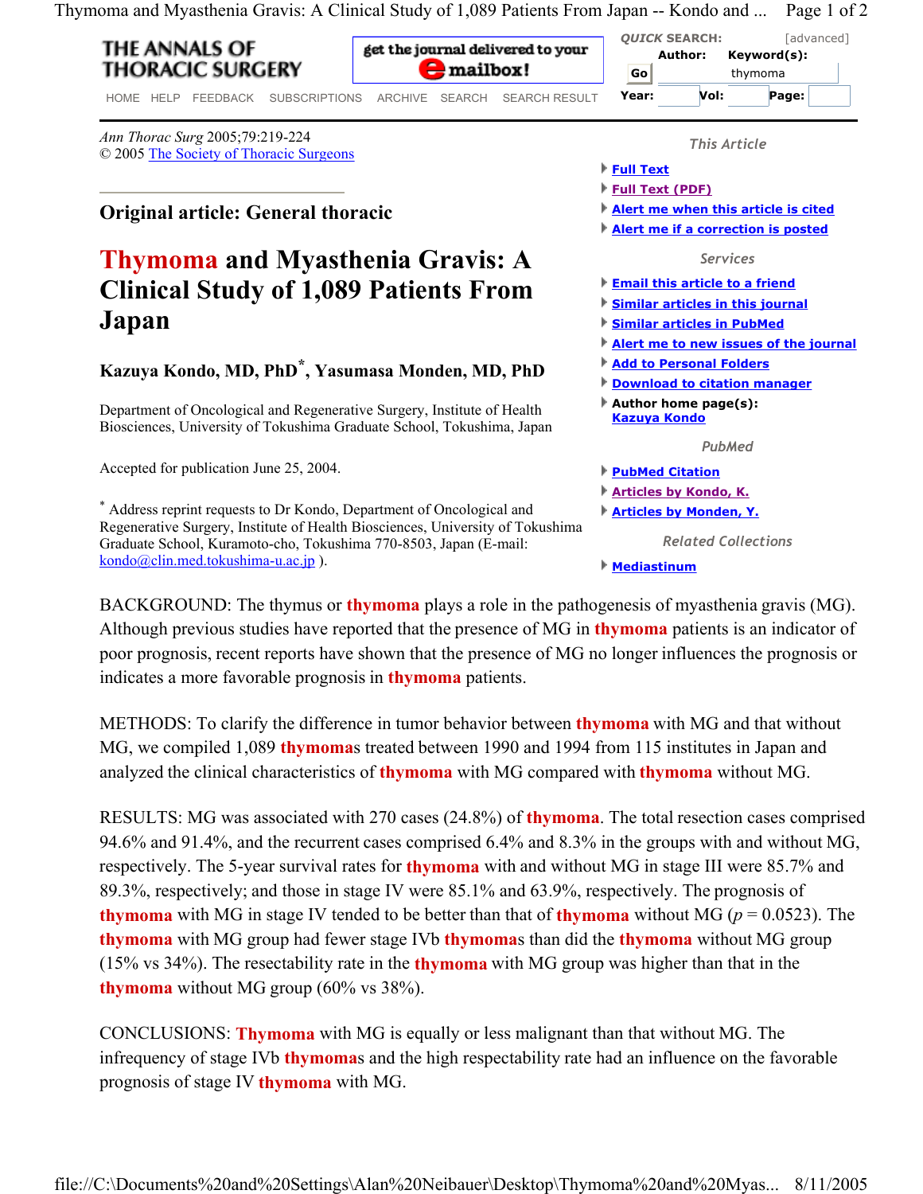*Ann Thorac Surg* 2005;79:219-224
© 2005 The Society of Thoracic Surgeons

## Original article: General thoracic

# Thymoma and Myasthenia Gravis: A Clinical Study of 1,089 Patients From Japan

**Kazuya Kondo, MD, PhD*, Yasumasa Monden, MD, PhD**

Department of Oncological and Regenerative Surgery, Institute of Health Biosciences, University of Tokushima Graduate School, Tokushima, Japan

Accepted for publication June 25, 2004.

* Address reprint requests to Dr Kondo, Department of Oncological and Regenerative Surgery, Institute of Health Biosciences, University of Tokushima Graduate School, Kuramoto-cho, Tokushima 770-8503, Japan (E-mail: kondo@clin.med.tokushima-u.ac.jp ).

BACKGROUND: The thymus or **thymoma** plays a role in the pathogenesis of myasthenia gravis (MG). Although previous studies have reported that the presence of MG in **thymoma** patients is an indicator of poor prognosis, recent reports have shown that the presence of MG no longer influences the prognosis or indicates a more favorable prognosis in **thymoma** patients.

METHODS: To clarify the difference in tumor behavior between **thymoma** with MG and that without MG, we compiled 1,089 **thymoma**s treated between 1990 and 1994 from 115 institutes in Japan and analyzed the clinical characteristics of **thymoma** with MG compared with **thymoma** without MG.

RESULTS: MG was associated with 270 cases (24.8%) of **thymoma**. The total resection cases comprised 94.6% and 91.4%, and the recurrent cases comprised 6.4% and 8.3% in the groups with and without MG, respectively. The 5-year survival rates for **thymoma** with and without MG in stage III were 85.7% and 89.3%, respectively; and those in stage IV were 85.1% and 63.9%, respectively. The prognosis of **thymoma** with MG in stage IV tended to be better than that of **thymoma** without MG ($p = 0.0523$). The **thymoma** with MG group had fewer stage IVb **thymoma**s than did the **thymoma** without MG group (15% vs 34%). The resectability rate in the **thymoma** with MG group was higher than that in the **thymoma** without MG group (60% vs 38%).

CONCLUSIONS: **Thymoma** with MG is equally or less malignant than that without MG. The infrequency of stage IVb **thymoma**s and the high respectability rate had an influence on the favorable prognosis of stage IV **thymoma** with MG.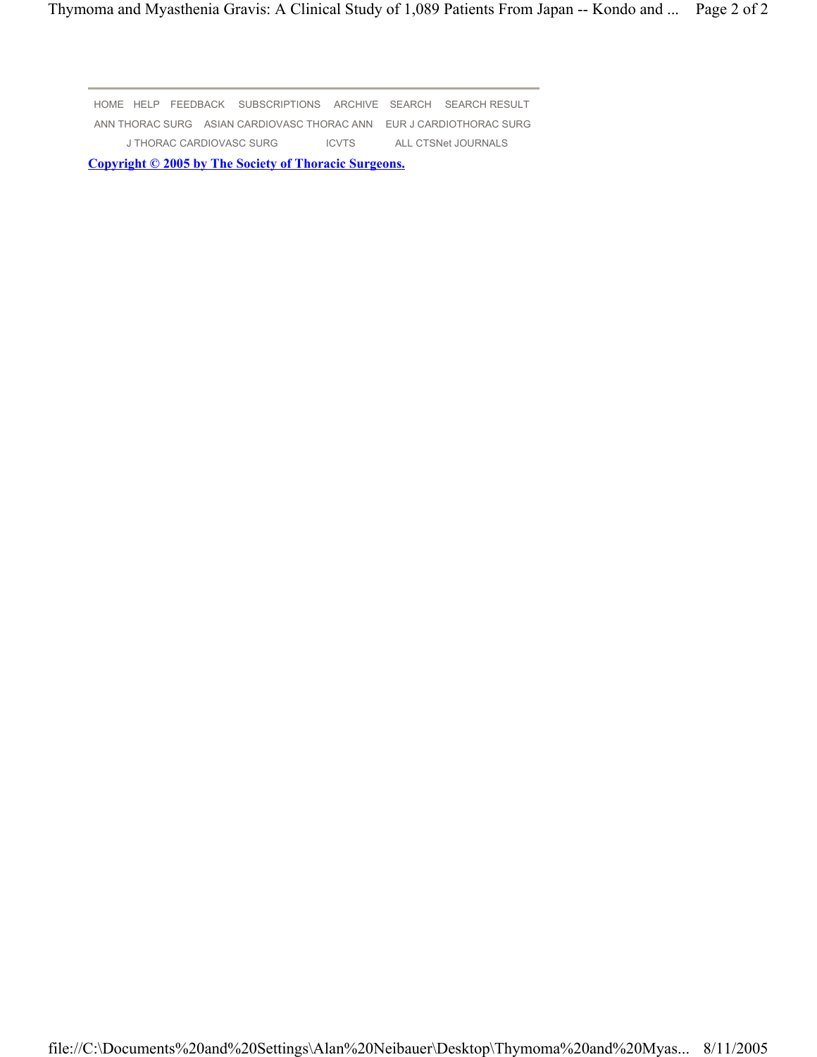HOME HELP FEEDBACK SUBSCRIPTIONS ARCHIVE SEARCH SEARCH RESULT
ANN THORAC SURG ASIAN CARDIOVASC THORAC ANN EUR J CARDIOTHORAC SURG
J THORAC CARDIOVASC SURG ICVTS ALL CTSNet JOURNALS

**Copyright © 2005 by The Society of Thoracic Surgeons.**